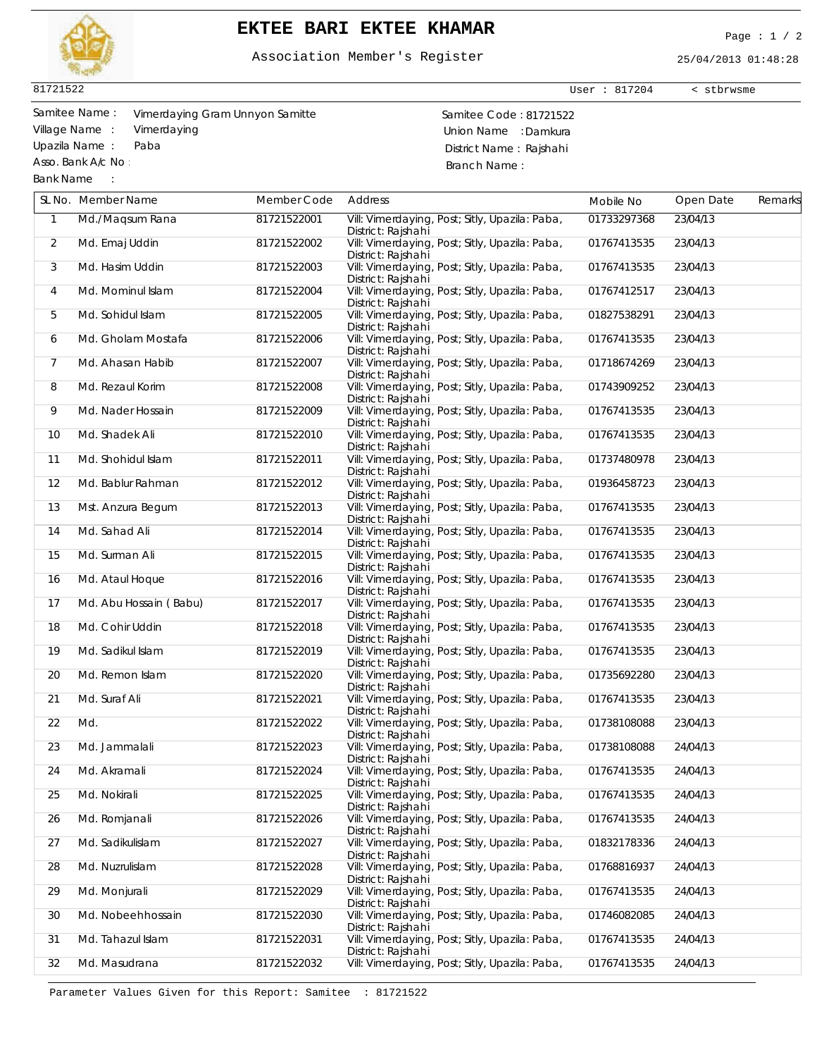# EKTEE BARI EKTEE KHAMAR

Association Member's Register

25/04/2013 01:48:28

81721522 | User : 817204 | < stbrwsme

Samitee Name : Vimerdaying Gram Unnyon Samitte
Village Name : Vimerdaying
Upazila Name : Paba
Asso. Bank A/c No :
Bank Name :

Samitee Code : 81721522
Union Name : Damkura
District Name : Rajshahi
Branch Name :

| SL No. | Member Name | Member Code | Address | Mobile No | Open Date | Remarks |
|---|---|---|---|---|---|---|
| 1 | Md./Maqsum Rana | 81721522001 | Vill: Vimerdaying, Post; Sitly, Upazila: Paba, District: Rajshahi | 01733297368 | 23/04/13 | |
| 2 | Md. Emaj Uddin | 81721522002 | Vill: Vimerdaying, Post; Sitly, Upazila: Paba, District: Rajshahi | 01767413535 | 23/04/13 | |
| 3 | Md. Hasim Uddin | 81721522003 | Vill: Vimerdaying, Post; Sitly, Upazila: Paba, District: Rajshahi | 01767413535 | 23/04/13 | |
| 4 | Md. Mominul Islam | 81721522004 | Vill: Vimerdaying, Post; Sitly, Upazila: Paba, District: Rajshahi | 01767412517 | 23/04/13 | |
| 5 | Md. Sohidul Islam | 81721522005 | Vill: Vimerdaying, Post; Sitly, Upazila: Paba, District: Rajshahi | 01827538291 | 23/04/13 | |
| 6 | Md. Gholam Mostafa | 81721522006 | Vill: Vimerdaying, Post; Sitly, Upazila: Paba, District: Rajshahi | 01767413535 | 23/04/13 | |
| 7 | Md. Ahasan Habib | 81721522007 | Vill: Vimerdaying, Post; Sitly, Upazila: Paba, District: Rajshahi | 01718674269 | 23/04/13 | |
| 8 | Md. Rezaul Korim | 81721522008 | Vill: Vimerdaying, Post; Sitly, Upazila: Paba, District: Rajshahi | 01743909252 | 23/04/13 | |
| 9 | Md. Nader Hossain | 81721522009 | Vill: Vimerdaying, Post; Sitly, Upazila: Paba, District: Rajshahi | 01767413535 | 23/04/13 | |
| 10 | Md. Shadek Ali | 81721522010 | Vill: Vimerdaying, Post; Sitly, Upazila: Paba, District: Rajshahi | 01767413535 | 23/04/13 | |
| 11 | Md. Shohidul Islam | 81721522011 | Vill: Vimerdaying, Post; Sitly, Upazila: Paba, District: Rajshahi | 01737480978 | 23/04/13 | |
| 12 | Md. Bablur Rahman | 81721522012 | Vill: Vimerdaying, Post; Sitly, Upazila: Paba, District: Rajshahi | 01936458723 | 23/04/13 | |
| 13 | Mst. Anzura Begum | 81721522013 | Vill: Vimerdaying, Post; Sitly, Upazila: Paba, District: Rajshahi | 01767413535 | 23/04/13 | |
| 14 | Md. Sahad Ali | 81721522014 | Vill: Vimerdaying, Post; Sitly, Upazila: Paba, District: Rajshahi | 01767413535 | 23/04/13 | |
| 15 | Md. Surman Ali | 81721522015 | Vill: Vimerdaying, Post; Sitly, Upazila: Paba, District: Rajshahi | 01767413535 | 23/04/13 | |
| 16 | Md. Ataul Hoque | 81721522016 | Vill: Vimerdaying, Post; Sitly, Upazila: Paba, District: Rajshahi | 01767413535 | 23/04/13 | |
| 17 | Md. Abu Hossain ( Babu) | 81721522017 | Vill: Vimerdaying, Post; Sitly, Upazila: Paba, District: Rajshahi | 01767413535 | 23/04/13 | |
| 18 | Md. Cohir Uddin | 81721522018 | Vill: Vimerdaying, Post; Sitly, Upazila: Paba, District: Rajshahi | 01767413535 | 23/04/13 | |
| 19 | Md. Sadikul Islam | 81721522019 | Vill: Vimerdaying, Post; Sitly, Upazila: Paba, District: Rajshahi | 01767413535 | 23/04/13 | |
| 20 | Md. Remon Islam | 81721522020 | Vill: Vimerdaying, Post; Sitly, Upazila: Paba, District: Rajshahi | 01735692280 | 23/04/13 | |
| 21 | Md. Suraf Ali | 81721522021 | Vill: Vimerdaying, Post; Sitly, Upazila: Paba, District: Rajshahi | 01767413535 | 23/04/13 | |
| 22 | Md. | 81721522022 | Vill: Vimerdaying, Post; Sitly, Upazila: Paba, District: Rajshahi | 01738108088 | 23/04/13 | |
| 23 | Md. Jammalali | 81721522023 | Vill: Vimerdaying, Post; Sitly, Upazila: Paba, District: Rajshahi | 01738108088 | 24/04/13 | |
| 24 | Md. Akramali | 81721522024 | Vill: Vimerdaying, Post; Sitly, Upazila: Paba, District: Rajshahi | 01767413535 | 24/04/13 | |
| 25 | Md. Nokirali | 81721522025 | Vill: Vimerdaying, Post; Sitly, Upazila: Paba, District: Rajshahi | 01767413535 | 24/04/13 | |
| 26 | Md. Romjanali | 81721522026 | Vill: Vimerdaying, Post; Sitly, Upazila: Paba, District: Rajshahi | 01767413535 | 24/04/13 | |
| 27 | Md. Sadikulislam | 81721522027 | Vill: Vimerdaying, Post; Sitly, Upazila: Paba, District: Rajshahi | 01832178336 | 24/04/13 | |
| 28 | Md. Nuzrulislam | 81721522028 | Vill: Vimerdaying, Post; Sitly, Upazila: Paba, District: Rajshahi | 01768816937 | 24/04/13 | |
| 29 | Md. Monjurali | 81721522029 | Vill: Vimerdaying, Post; Sitly, Upazila: Paba, District: Rajshahi | 01767413535 | 24/04/13 | |
| 30 | Md. Nobeehhossain | 81721522030 | Vill: Vimerdaying, Post; Sitly, Upazila: Paba, District: Rajshahi | 01746082085 | 24/04/13 | |
| 31 | Md. Tahazul Islam | 81721522031 | Vill: Vimerdaying, Post; Sitly, Upazila: Paba, District: Rajshahi | 01767413535 | 24/04/13 | |
| 32 | Md. Masudrana | 81721522032 | Vill: Vimerdaying, Post; Sitly, Upazila: Paba, | 01767413535 | 24/04/13 | |

Parameter Values Given for this Report: Samitee : 81721522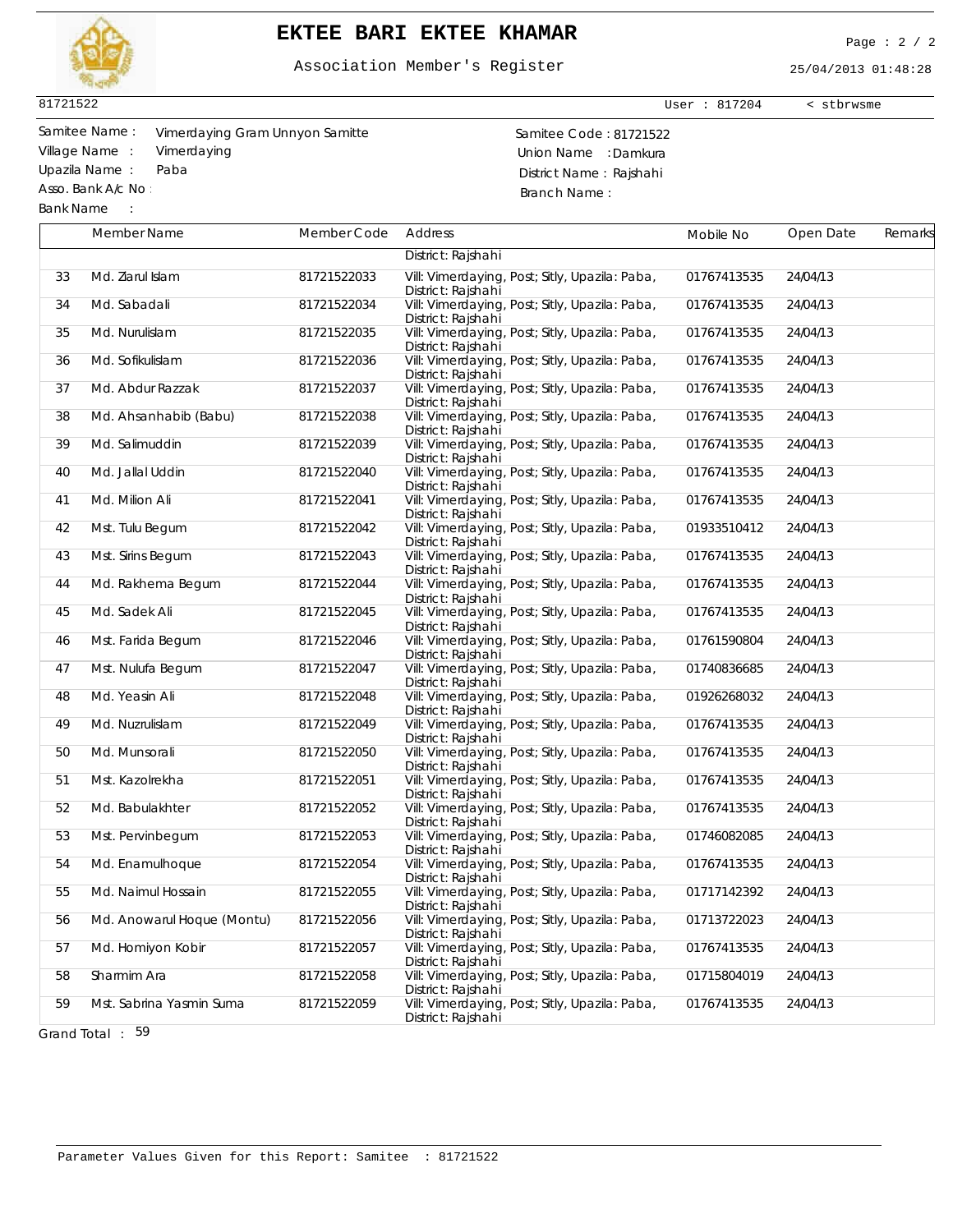# EKTEE BARI EKTEE KHAMAR

Association Member's Register

25/04/2013 01:48:28

81721522 User : 817204 < stbrwsme

Samitee Name : Vimerdaying Gram Unnyon Samitte
Samitee Code : 81721522
Village Name : Vimerdaying
Union Name : Damkura
Upazila Name : Paba
District Name : Rajshahi
Asso. Bank A/c No :
Branch Name :
Bank Name :

| | Member Name | Member Code | Address | Mobile No | Open Date | Remarks |
|---|---|---|---|---|---|---|
| | | | District: Rajshahi | | | |
| 33 | Md. Ziarul Islam | 81721522033 | Vill: Vimerdaying, Post; Sitly, Upazila: Paba, District: Rajshahi | 01767413535 | 24/04/13 | |
| 34 | Md. Sabadali | 81721522034 | Vill: Vimerdaying, Post; Sitly, Upazila: Paba, District: Rajshahi | 01767413535 | 24/04/13 | |
| 35 | Md. Nurulislam | 81721522035 | Vill: Vimerdaying, Post; Sitly, Upazila: Paba, District: Rajshahi | 01767413535 | 24/04/13 | |
| 36 | Md. Sofikulislam | 81721522036 | Vill: Vimerdaying, Post; Sitly, Upazila: Paba, District: Rajshahi | 01767413535 | 24/04/13 | |
| 37 | Md. Abdur Razzak | 81721522037 | Vill: Vimerdaying, Post; Sitly, Upazila: Paba, District: Rajshahi | 01767413535 | 24/04/13 | |
| 38 | Md. Ahsanhabib (Babu) | 81721522038 | Vill: Vimerdaying, Post; Sitly, Upazila: Paba, District: Rajshahi | 01767413535 | 24/04/13 | |
| 39 | Md. Salimuddin | 81721522039 | Vill: Vimerdaying, Post; Sitly, Upazila: Paba, District: Rajshahi | 01767413535 | 24/04/13 | |
| 40 | Md. Jallal Uddin | 81721522040 | Vill: Vimerdaying, Post; Sitly, Upazila: Paba, District: Rajshahi | 01767413535 | 24/04/13 | |
| 41 | Md. Milion Ali | 81721522041 | Vill: Vimerdaying, Post; Sitly, Upazila: Paba, District: Rajshahi | 01767413535 | 24/04/13 | |
| 42 | Mst. Tulu Begum | 81721522042 | Vill: Vimerdaying, Post; Sitly, Upazila: Paba, District: Rajshahi | 01933510412 | 24/04/13 | |
| 43 | Mst. Sirins Begum | 81721522043 | Vill: Vimerdaying, Post; Sitly, Upazila: Paba, District: Rajshahi | 01767413535 | 24/04/13 | |
| 44 | Md. Rakhema Begum | 81721522044 | Vill: Vimerdaying, Post; Sitly, Upazila: Paba, District: Rajshahi | 01767413535 | 24/04/13 | |
| 45 | Md. Sadek Ali | 81721522045 | Vill: Vimerdaying, Post; Sitly, Upazila: Paba, District: Rajshahi | 01767413535 | 24/04/13 | |
| 46 | Mst. Farida Begum | 81721522046 | Vill: Vimerdaying, Post; Sitly, Upazila: Paba, District: Rajshahi | 01761590804 | 24/04/13 | |
| 47 | Mst. Nulufa Begum | 81721522047 | Vill: Vimerdaying, Post; Sitly, Upazila: Paba, District: Rajshahi | 01740836685 | 24/04/13 | |
| 48 | Md. Yeasin Ali | 81721522048 | Vill: Vimerdaying, Post; Sitly, Upazila: Paba, District: Rajshahi | 01926268032 | 24/04/13 | |
| 49 | Md. Nuzrulislam | 81721522049 | Vill: Vimerdaying, Post; Sitly, Upazila: Paba, District: Rajshahi | 01767413535 | 24/04/13 | |
| 50 | Md. Munsorali | 81721522050 | Vill: Vimerdaying, Post; Sitly, Upazila: Paba, District: Rajshahi | 01767413535 | 24/04/13 | |
| 51 | Mst. Kazolrekha | 81721522051 | Vill: Vimerdaying, Post; Sitly, Upazila: Paba, District: Rajshahi | 01767413535 | 24/04/13 | |
| 52 | Md. Babulakhter | 81721522052 | Vill: Vimerdaying, Post; Sitly, Upazila: Paba, District: Rajshahi | 01767413535 | 24/04/13 | |
| 53 | Mst. Pervinbegum | 81721522053 | Vill: Vimerdaying, Post; Sitly, Upazila: Paba, District: Rajshahi | 01746082085 | 24/04/13 | |
| 54 | Md. Enamulhoque | 81721522054 | Vill: Vimerdaying, Post; Sitly, Upazila: Paba, District: Rajshahi | 01767413535 | 24/04/13 | |
| 55 | Md. Naimul Hossain | 81721522055 | Vill: Vimerdaying, Post; Sitly, Upazila: Paba, District: Rajshahi | 01717142392 | 24/04/13 | |
| 56 | Md. Anowarul Hoque (Montu) | 81721522056 | Vill: Vimerdaying, Post; Sitly, Upazila: Paba, District: Rajshahi | 01713722023 | 24/04/13 | |
| 57 | Md. Homiyon Kobir | 81721522057 | Vill: Vimerdaying, Post; Sitly, Upazila: Paba, District: Rajshahi | 01767413535 | 24/04/13 | |
| 58 | Sharmim Ara | 81721522058 | Vill: Vimerdaying, Post; Sitly, Upazila: Paba, District: Rajshahi | 01715804019 | 24/04/13 | |
| 59 | Mst. Sabrina Yasmin Suma | 81721522059 | Vill: Vimerdaying, Post; Sitly, Upazila: Paba, District: Rajshahi | 01767413535 | 24/04/13 | |

Grand Total : 59

Parameter Values Given for this Report: Samitee : 81721522